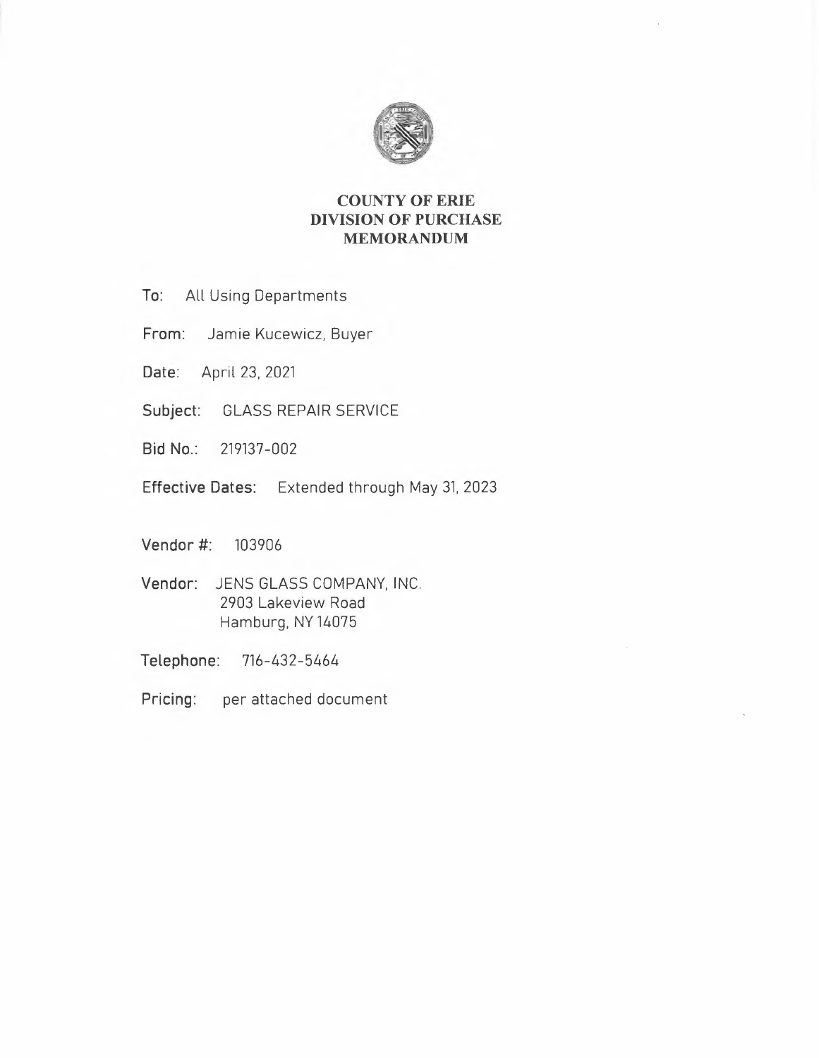# COUNTY OF ERIE
## DIVISION OF PURCHASE
## MEMORANDUM

**To:** All Using Departments

**From:** Jamie Kucewicz, Buyer

**Date:** April 23, 2021

**Subject:** GLASS REPAIR SERVICE

**Bid No.:** 219137-002

**Effective Dates:** Extended through May 31, 2023

**Vendor #:** 103906

**Vendor:** JENS GLASS COMPANY, INC.
2903 Lakeview Road
Hamburg, NY 14075

**Telephone:** 716-432-5464

**Pricing:** per attached document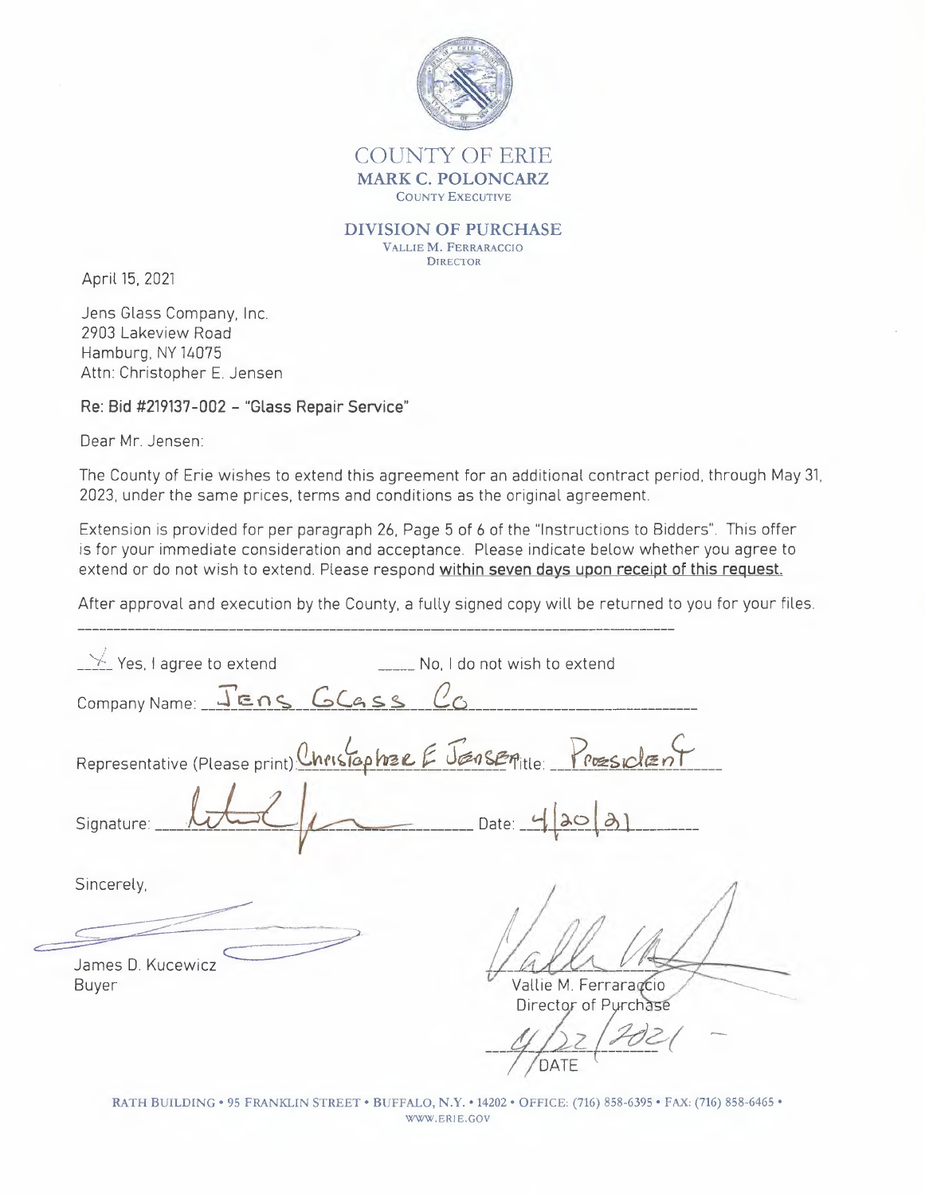# COUNTY OF ERIE

**MARK C. POLONCARZ**
COUNTY EXECUTIVE

**DIVISION OF PURCHASE**
VALLIE M. FERRARACCIO
DIRECTOR

April 15, 2021

Jens Glass Company, Inc.
2903 Lakeview Road
Hamburg, NY 14075
Attn: Christopher E. Jensen

**Re: Bid #219137-002 – "Glass Repair Service"**

Dear Mr. Jensen:

The County of Erie wishes to extend this agreement for an additional contract period, through May 31, 2023, under the same prices, terms and conditions as the original agreement.

Extension is provided for per paragraph 26, Page 5 of 6 of the "Instructions to Bidders". This offer is for your immediate consideration and acceptance. Please indicate below whether you agree to extend or do not wish to extend. Please respond **within seven days upon receipt of this request.**

After approval and execution by the County, a fully signed copy will be returned to you for your files.

---

_✓_ Yes, I agree to extend ______ No, I do not wish to extend

Company Name: Jens Glass Co

Representative (Please print): Christopher E Jensen Title: President

Signature: [signature] Date: 4/20/21

Sincerely,

[signature]
James D. Kucewicz
Buyer

[signature]
Vallie M. Ferraraccio
Director of Purchase
4/22/2021
DATE

RATH BUILDING • 95 FRANKLIN STREET • BUFFALO, N.Y. • 14202 • OFFICE: (716) 858-6395 • FAX: (716) 858-6465 • WWW.ERIE.GOV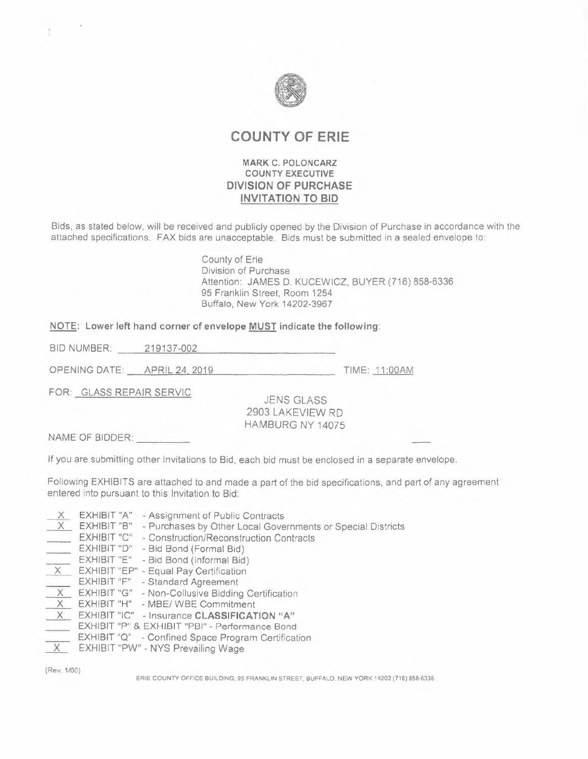# COUNTY OF ERIE

**MARK C. POLONCARZ**
**COUNTY EXECUTIVE**
**DIVISION OF PURCHASE**
**INVITATION TO BID**

Bids, as stated below, will be received and publicly opened by the Division of Purchase in accordance with the attached specifications. FAX bids are unacceptable. Bids must be submitted in a sealed envelope to:

County of Erie
Division of Purchase
Attention: JAMES D. KUCEWICZ, BUYER (716) 858-6336
95 Franklin Street, Room 1254
Buffalo, New York 14202-3967

**NOTE: Lower left hand corner of envelope MUST indicate the following:**

BID NUMBER: 219137-002

OPENING DATE: APRIL 24, 2019 TIME: 11:00AM

FOR: GLASS REPAIR SERVIC

JENS GLASS
2903 LAKEVIEW RD
HAMBURG NY 14075

NAME OF BIDDER: ______

If you are submitting other Invitations to Bid, each bid must be enclosed in a separate envelope.

Following EXHIBITS are attached to and made a part of the bid specifications, and part of any agreement entered into pursuant to this Invitation to Bid:

- X EXHIBIT "A" - Assignment of Public Contracts
- X EXHIBIT "B" - Purchases by Other Local Governments or Special Districts
- ___ EXHIBIT "C" - Construction/Reconstruction Contracts
- ___ EXHIBIT "D" - Bid Bond (Formal Bid)
- ___ EXHIBIT "E" - Bid Bond (Informal Bid)
- X EXHIBIT "EP" - Equal Pay Certification
- ___ EXHIBIT "F" - Standard Agreement
- X EXHIBIT "G" - Non-Collusive Bidding Certification
- X EXHIBIT "H" - MBE/ WBE Commitment
- X EXHIBIT "IC" - Insurance **CLASSIFICATION "A"**
- ___ EXHIBIT "P" & EXHIBIT "PBI" - Performance Bond
- ___ EXHIBIT "Q" - Confined Space Program Certification
- X EXHIBIT "PW" - NYS Prevailing Wage

(Rev. 1/00)

ERIE COUNTY OFFICE BUILDING, 95 FRANKLIN STREET, BUFFALO, NEW YORK 14202 (716) 858-6336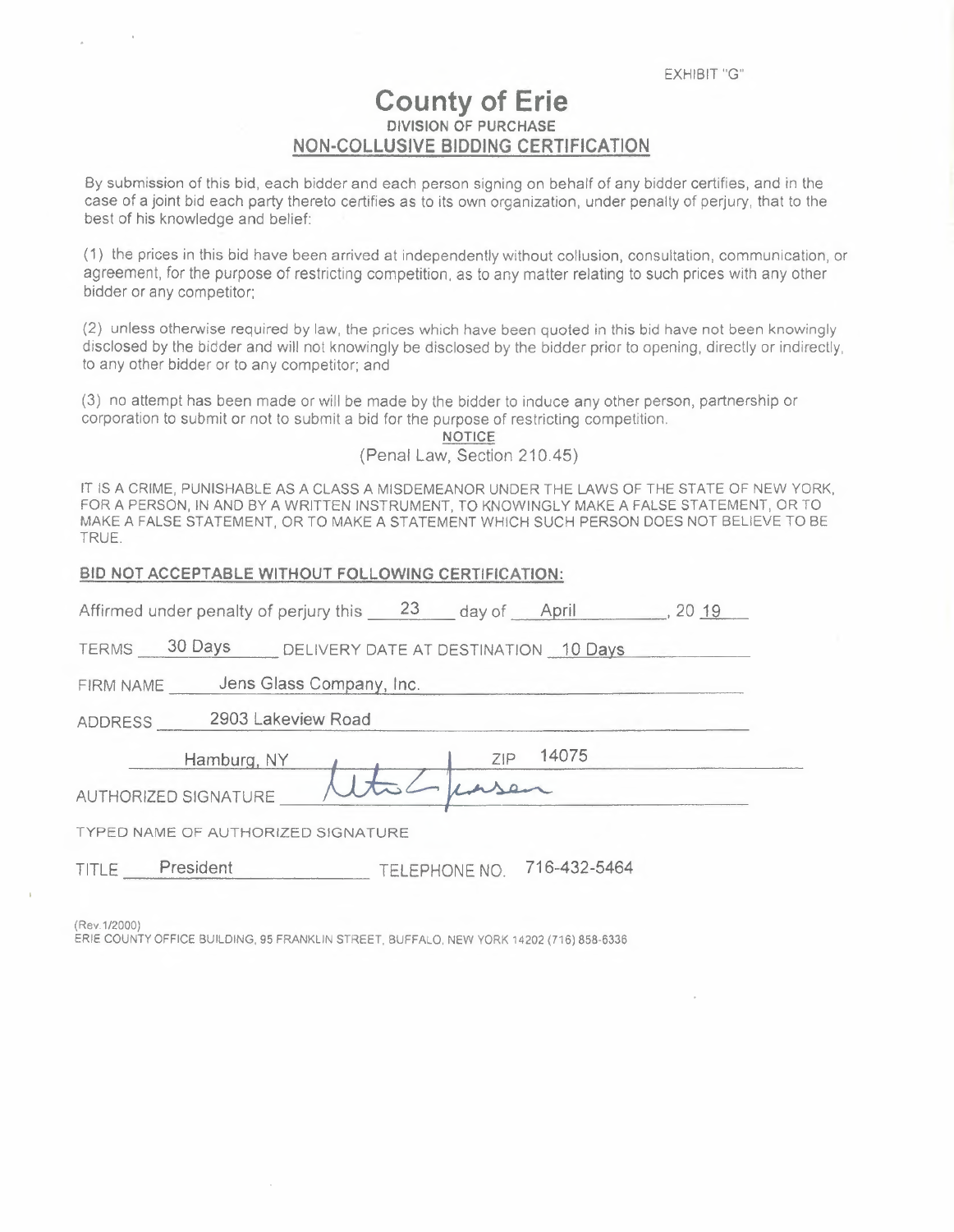EXHIBIT "G"

# County of Erie

**DIVISION OF PURCHASE**

## NON-COLLUSIVE BIDDING CERTIFICATION

By submission of this bid, each bidder and each person signing on behalf of any bidder certifies, and in the case of a joint bid each party thereto certifies as to its own organization, under penalty of perjury, that to the best of his knowledge and belief:

(1) the prices in this bid have been arrived at independently without collusion, consultation, communication, or agreement, for the purpose of restricting competition, as to any matter relating to such prices with any other bidder or any competitor;

(2) unless otherwise required by law, the prices which have been quoted in this bid have not been knowingly disclosed by the bidder and will not knowingly be disclosed by the bidder prior to opening, directly or indirectly, to any other bidder or to any competitor; and

(3) no attempt has been made or will be made by the bidder to induce any other person, partnership or corporation to submit or not to submit a bid for the purpose of restricting competition.

**NOTICE**

(Penal Law, Section 210.45)

IT IS A CRIME, PUNISHABLE AS A CLASS A MISDEMEANOR UNDER THE LAWS OF THE STATE OF NEW YORK, FOR A PERSON, IN AND BY A WRITTEN INSTRUMENT, TO KNOWINGLY MAKE A FALSE STATEMENT, OR TO MAKE A FALSE STATEMENT, OR TO MAKE A STATEMENT WHICH SUCH PERSON DOES NOT BELIEVE TO BE TRUE.

**BID NOT ACCEPTABLE WITHOUT FOLLOWING CERTIFICATION:**

Affirmed under penalty of perjury this 23 day of April, 20 19

TERMS 30 Days DELIVERY DATE AT DESTINATION 10 Days

FIRM NAME Jens Glass Company, Inc.

ADDRESS 2903 Lakeview Road

Hamburg, NY ZIP 14075

AUTHORIZED SIGNATURE [signature]

TYPED NAME OF AUTHORIZED SIGNATURE

TITLE President TELEPHONE NO. 716-432-5464

(Rev.1/2000)

ERIE COUNTY OFFICE BUILDING, 95 FRANKLIN STREET, BUFFALO, NEW YORK 14202 (716) 858-6336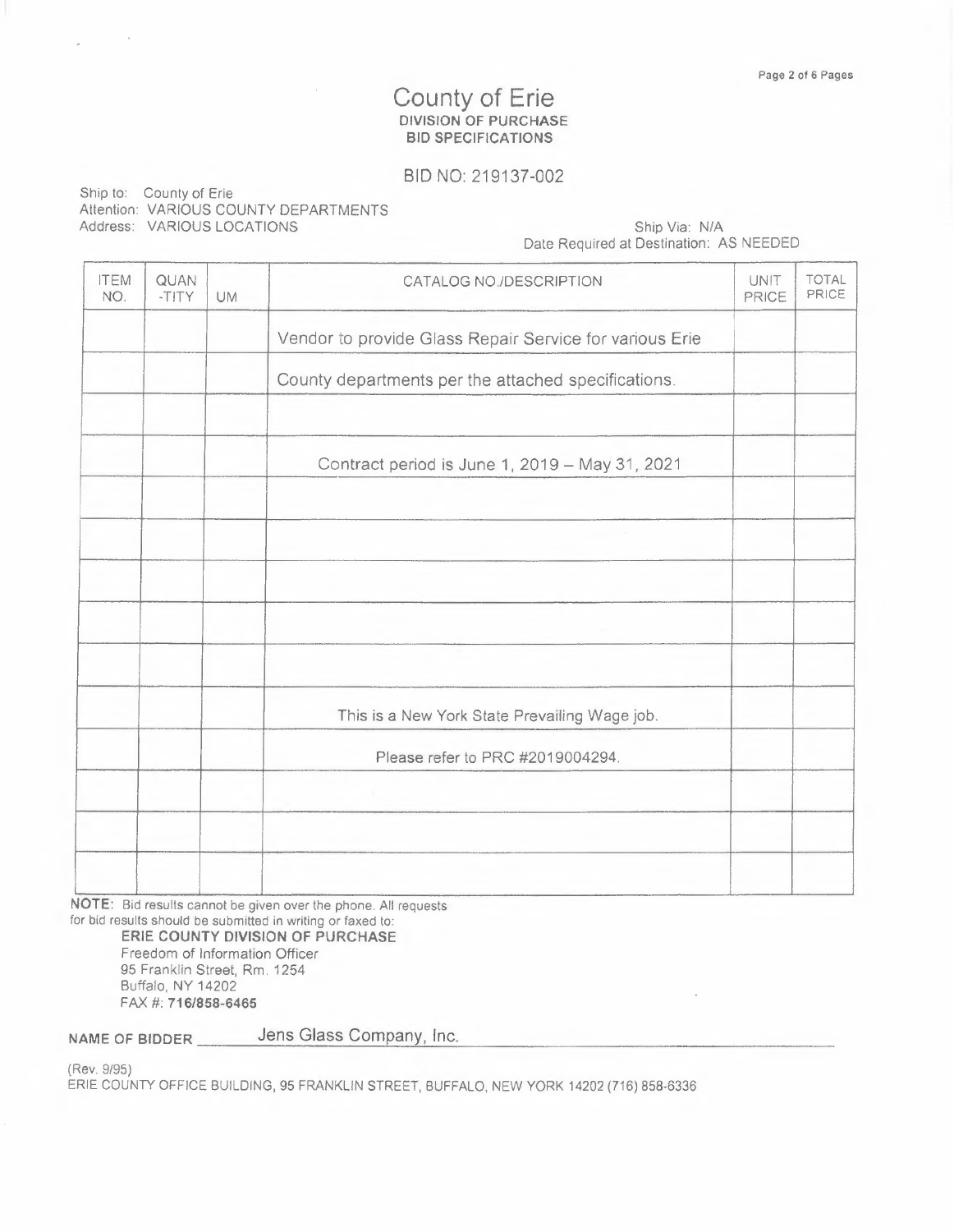# County of Erie

**DIVISION OF PURCHASE**
**BID SPECIFICATIONS**

BID NO: 219137-002

Ship to: County of Erie
Attention: VARIOUS COUNTY DEPARTMENTS
Address: VARIOUS LOCATIONS

Ship Via: N/A
Date Required at Destination: AS NEEDED

| ITEM NO. | QUAN -TITY | UM | CATALOG NO./DESCRIPTION | UNIT PRICE | TOTAL PRICE |
|---|---|---|---|---|---|
| | | | Vendor to provide Glass Repair Service for various Erie | | |
| | | | County departments per the attached specifications. | | |
| | | | | | |
| | | | Contract period is June 1, 2019 – May 31, 2021 | | |
| | | | | | |
| | | | | | |
| | | | | | |
| | | | | | |
| | | | | | |
| | | | This is a New York State Prevailing Wage job. | | |
| | | | Please refer to PRC #2019004294. | | |
| | | | | | |
| | | | | | |
| | | | | | |

**NOTE**: Bid results cannot be given over the phone. All requests for bid results should be submitted in writing or faxed to:

**ERIE COUNTY DIVISION OF PURCHASE**
Freedom of Information Officer
95 Franklin Street, Rm. 1254
Buffalo, NY 14202
FAX #: **716/858-6465**

**NAME OF BIDDER** Jens Glass Company, Inc.

(Rev. 9/95)
ERIE COUNTY OFFICE BUILDING, 95 FRANKLIN STREET, BUFFALO, NEW YORK 14202 (716) 858-6336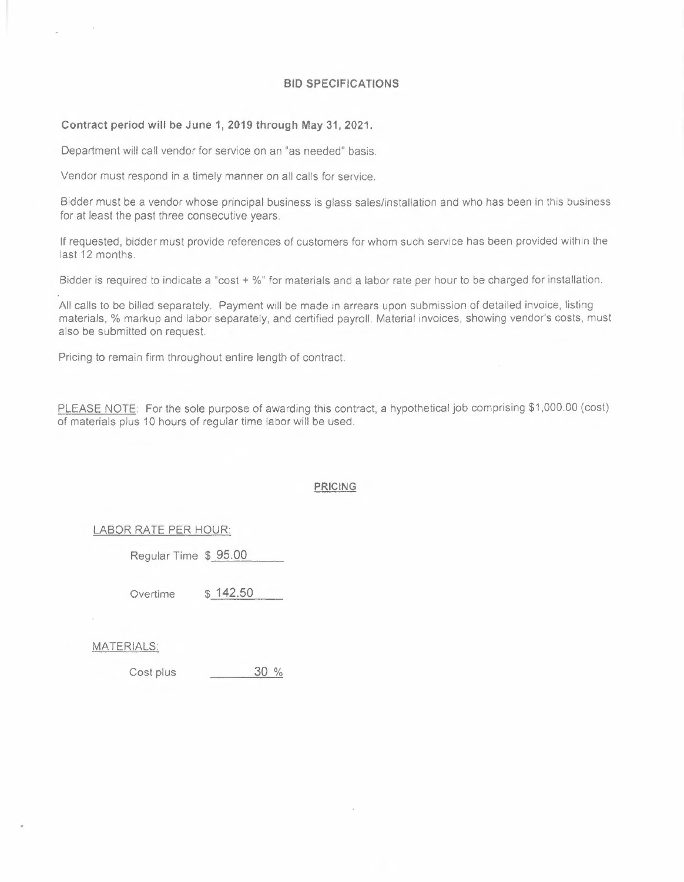## BID SPECIFICATIONS

**Contract period will be June 1, 2019 through May 31, 2021.**

Department will call vendor for service on an "as needed" basis.

Vendor must respond in a timely manner on all calls for service.

Bidder must be a vendor whose principal business is glass sales/installation and who has been in this business for at least the past three consecutive years.

If requested, bidder must provide references of customers for whom such service has been provided within the last 12 months.

Bidder is required to indicate a "cost + %" for materials and a labor rate per hour to be charged for installation.

All calls to be billed separately. Payment will be made in arrears upon submission of detailed invoice, listing materials, % markup and labor separately, and certified payroll. Material invoices, showing vendor's costs, must also be submitted on request.

Pricing to remain firm throughout entire length of contract.

PLEASE NOTE: For the sole purpose of awarding this contract, a hypothetical job comprising $1,000.00 (cost) of materials plus 10 hours of regular time labor will be used.

### PRICING

LABOR RATE PER HOUR:

Regular Time $ 95.00

Overtime $ 142.50

MATERIALS:

Cost plus 30 %